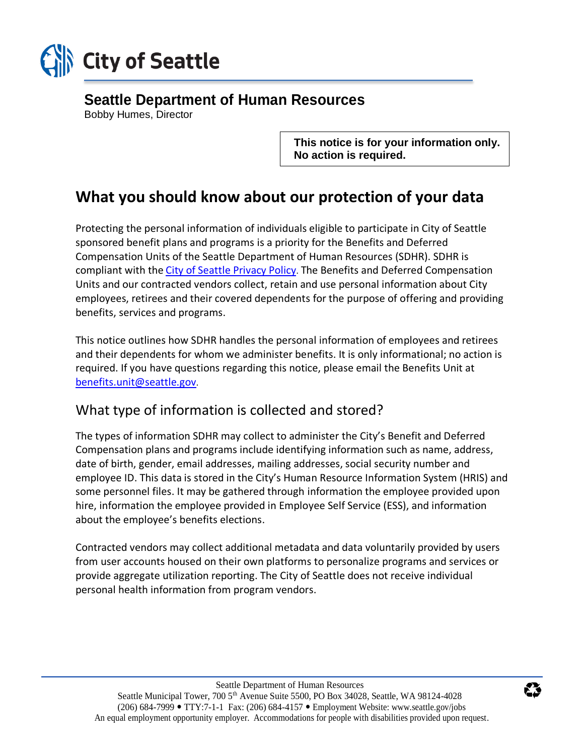City of Seattle

## Seattle Department of Human Resources

Bobby Humes, Director

> **This notice is for your information only. No action is required.**

# What you should know about our protection of your data

Protecting the personal information of individuals eligible to participate in City of Seattle sponsored benefit plans and programs is a priority for the Benefits and Deferred Compensation Units of the Seattle Department of Human Resources (SDHR). SDHR is compliant with the City of Seattle Privacy Policy. The Benefits and Deferred Compensation Units and our contracted vendors collect, retain and use personal information about City employees, retirees and their covered dependents for the purpose of offering and providing benefits, services and programs.

This notice outlines how SDHR handles the personal information of employees and retirees and their dependents for whom we administer benefits. It is only informational; no action is required. If you have questions regarding this notice, please email the Benefits Unit at benefits.unit@seattle.gov.

## What type of information is collected and stored?

The types of information SDHR may collect to administer the City's Benefit and Deferred Compensation plans and programs include identifying information such as name, address, date of birth, gender, email addresses, mailing addresses, social security number and employee ID. This data is stored in the City's Human Resource Information System (HRIS) and some personnel files. It may be gathered through information the employee provided upon hire, information the employee provided in Employee Self Service (ESS), and information about the employee's benefits elections.

Contracted vendors may collect additional metadata and data voluntarily provided by users from user accounts housed on their own platforms to personalize programs and services or provide aggregate utilization reporting. The City of Seattle does not receive individual personal health information from program vendors.

Seattle Department of Human Resources
Seattle Municipal Tower, 700 5th Avenue Suite 5500, PO Box 34028, Seattle, WA 98124-4028
(206) 684-7999 • TTY:7-1-1 Fax: (206) 684-4157 • Employment Website: www.seattle.gov/jobs
An equal employment opportunity employer. Accommodations for people with disabilities provided upon request.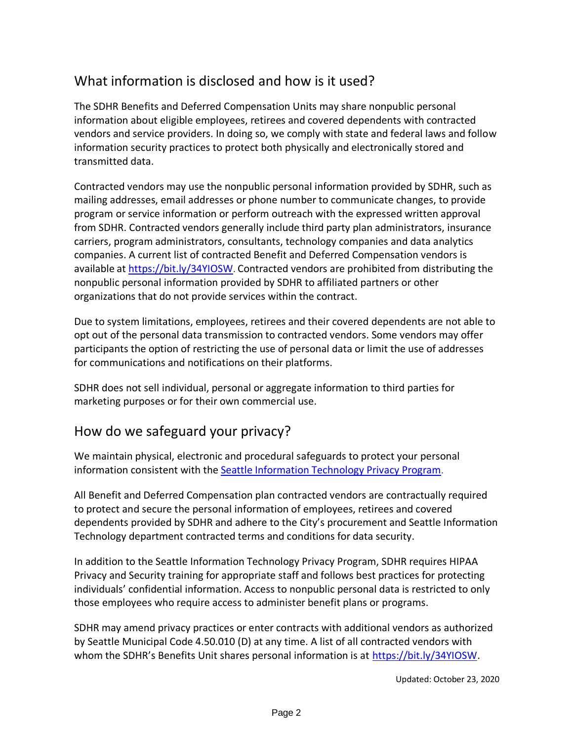## What information is disclosed and how is it used?

The SDHR Benefits and Deferred Compensation Units may share nonpublic personal information about eligible employees, retirees and covered dependents with contracted vendors and service providers. In doing so, we comply with state and federal laws and follow information security practices to protect both physically and electronically stored and transmitted data.

Contracted vendors may use the nonpublic personal information provided by SDHR, such as mailing addresses, email addresses or phone number to communicate changes, to provide program or service information or perform outreach with the expressed written approval from SDHR. Contracted vendors generally include third party plan administrators, insurance carriers, program administrators, consultants, technology companies and data analytics companies. A current list of contracted Benefit and Deferred Compensation vendors is available at [https://bit.ly/34YIOSW](https://bit.ly/34YIOSW). Contracted vendors are prohibited from distributing the nonpublic personal information provided by SDHR to affiliated partners or other organizations that do not provide services within the contract.

Due to system limitations, employees, retirees and their covered dependents are not able to opt out of the personal data transmission to contracted vendors. Some vendors may offer participants the option of restricting the use of personal data or limit the use of addresses for communications and notifications on their platforms.

SDHR does not sell individual, personal or aggregate information to third parties for marketing purposes or for their own commercial use.

## How do we safeguard your privacy?

We maintain physical, electronic and procedural safeguards to protect your personal information consistent with the Seattle Information Technology Privacy Program.

All Benefit and Deferred Compensation plan contracted vendors are contractually required to protect and secure the personal information of employees, retirees and covered dependents provided by SDHR and adhere to the City's procurement and Seattle Information Technology department contracted terms and conditions for data security.

In addition to the Seattle Information Technology Privacy Program, SDHR requires HIPAA Privacy and Security training for appropriate staff and follows best practices for protecting individuals' confidential information. Access to nonpublic personal data is restricted to only those employees who require access to administer benefit plans or programs.

SDHR may amend privacy practices or enter contracts with additional vendors as authorized by Seattle Municipal Code 4.50.010 (D) at any time. A list of all contracted vendors with whom the SDHR's Benefits Unit shares personal information is at [https://bit.ly/34YIOSW](https://bit.ly/34YIOSW).

Updated: October 23, 2020